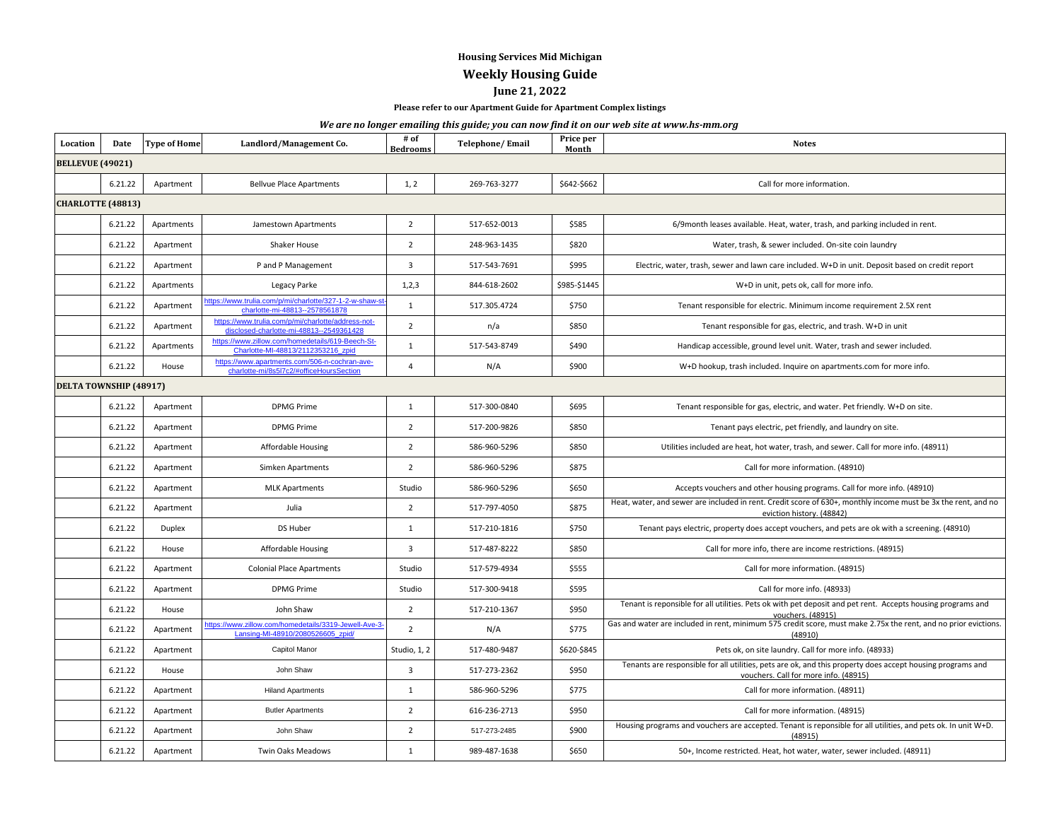**Housing Services Mid Michigan**

## Weekly Housing Guide

**June 21, 2022**

**Please refer to our Apartment Guide for Apartment Complex listings**

***We are no longer emailing this guide; you can now find it on our web site at www.hs-mm.org***

| Location | Date | Type of Home | Landlord/Management Co. | # of Bedrooms | Telephone/ Email | Price per Month | Notes |
|---|---|---|---|---|---|---|---|
| **BELLEVUE (49021)** | | | | | | | |
| | 6.21.22 | Apartment | Bellvue Place Apartments | 1, 2 | 269-763-3277 | $642-$662 | Call for more information. |
| **CHARLOTTE (48813)** | | | | | | | |
| | 6.21.22 | Apartments | Jamestown Apartments | 2 | 517-652-0013 | $585 | 6/9month leases available. Heat, water, trash, and parking included in rent. |
| | 6.21.22 | Apartment | Shaker House | 2 | 248-963-1435 | $820 | Water, trash, & sewer included. On-site coin laundry |
| | 6.21.22 | Apartment | P and P Management | 3 | 517-543-7691 | $995 | Electric, water, trash, sewer and lawn care included. W+D in unit. Deposit based on credit report |
| | 6.21.22 | Apartments | Legacy Parke | 1,2,3 | 844-618-2602 | $985-$1445 | W+D in unit, pets ok, call for more info. |
| | 6.21.22 | Apartment | https://www.trulia.com/p/mi/charlotte/327-1-2-w-shaw-st-charlotte-mi-48813--2578561878 | 1 | 517.305.4724 | $750 | Tenant responsible for electric. Minimum income requirement 2.5X rent |
| | 6.21.22 | Apartment | https://www.trulia.com/p/mi/charlotte/address-not-disclosed-charlotte-mi-48813--2549361428 | 2 | n/a | $850 | Tenant responsible for gas, electric, and trash. W+D in unit |
| | 6.21.22 | Apartments | https://www.zillow.com/homedetails/619-Beech-St-Charlotte-MI-48813/2112353216_zpid | 1 | 517-543-8749 | $490 | Handicap accessible, ground level unit. Water, trash and sewer included. |
| | 6.21.22 | House | https://www.apartments.com/506-n-cochran-ave-charlotte-mi/8s5l7c2/#officeHoursSection | 4 | N/A | $900 | W+D hookup, trash included. Inquire on apartments.com for more info. |
| **DELTA TOWNSHIP (48917)** | | | | | | | |
| | 6.21.22 | Apartment | DPMG Prime | 1 | 517-300-0840 | $695 | Tenant responsible for gas, electric, and water. Pet friendly. W+D on site. |
| | 6.21.22 | Apartment | DPMG Prime | 2 | 517-200-9826 | $850 | Tenant pays electric, pet friendly, and laundry on site. |
| | 6.21.22 | Apartment | Affordable Housing | 2 | 586-960-5296 | $850 | Utilities included are heat, hot water, trash, and sewer. Call for more info. (48911) |
| | 6.21.22 | Apartment | Simken Apartments | 2 | 586-960-5296 | $875 | Call for more information. (48910) |
| | 6.21.22 | Apartment | MLK Apartments | Studio | 586-960-5296 | $650 | Accepts vouchers and other housing programs. Call for more info. (48910) |
| | 6.21.22 | Apartment | Julia | 2 | 517-797-4050 | $875 | Heat, water, and sewer are included in rent. Credit score of 630+, monthly income must be 3x the rent, and no eviction history. (48842) |
| | 6.21.22 | Duplex | DS Huber | 1 | 517-210-1816 | $750 | Tenant pays electric, property does accept vouchers, and pets are ok with a screening. (48910) |
| | 6.21.22 | House | Affordable Housing | 3 | 517-487-8222 | $850 | Call for more info, there are income restrictions. (48915) |
| | 6.21.22 | Apartment | Colonial Place Apartments | Studio | 517-579-4934 | $555 | Call for more information. (48915) |
| | 6.21.22 | Apartment | DPMG Prime | Studio | 517-300-9418 | $595 | Call for more info. (48933) |
| | 6.21.22 | House | John Shaw | 2 | 517-210-1367 | $950 | Tenant is reponsible for all utilities. Pets ok with pet deposit and pet rent. Accepts housing programs and vouchers. (48915) |
| | 6.21.22 | Apartment | https://www.zillow.com/homedetails/3319-Jewell-Ave-3-Lansing-MI-48910/2080526605_zpid/ | 2 | N/A | $775 | Gas and water are included in rent, minimum 575 credit score, must make 2.75x the rent, and no prior evictions. (48910) |
| | 6.21.22 | Apartment | Capitol Manor | Studio, 1, 2 | 517-480-9487 | $620-$845 | Pets ok, on site laundry. Call for more info. (48933) |
| | 6.21.22 | House | John Shaw | 3 | 517-273-2362 | $950 | Tenants are responsible for all utilities, pets are ok, and this property does accept housing programs and vouchers. Call for more info. (48915) |
| | 6.21.22 | Apartment | Hiland Apartments | 1 | 586-960-5296 | $775 | Call for more information. (48911) |
| | 6.21.22 | Apartment | Butler Apartments | 2 | 616-236-2713 | $950 | Call for more information. (48915) |
| | 6.21.22 | Apartment | John Shaw | 2 | 517-273-2485 | $900 | Housing programs and vouchers are accepted. Tenant is reponsible for all utilities, and pets ok. In unit W+D. (48915) |
| | 6.21.22 | Apartment | Twin Oaks Meadows | 1 | 989-487-1638 | $650 | 50+, Income restricted. Heat, hot water, water, sewer included. (48911) |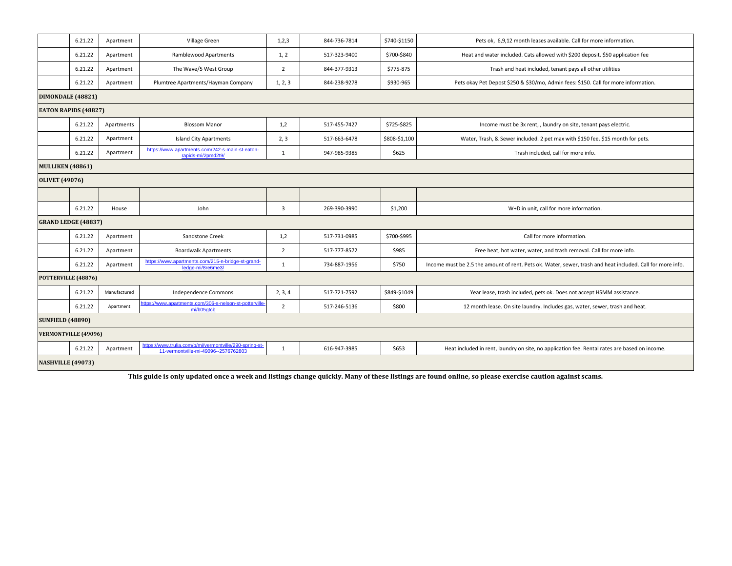| | | | | | | | |
|---|---|---|---|---|---|---|---|
| | 6.21.22 | Apartment | Village Green | 1,2,3 | 844-736-7814 | $740-$1150 | Pets ok, 6,9,12 month leases available. Call for more information. |
| | 6.21.22 | Apartment | Ramblewood Apartments | 1, 2 | 517-323-9400 | $700-$840 | Heat and water included. Cats allowed with $200 deposit. $50 application fee |
| | 6.21.22 | Apartment | The Wave/5 West Group | 2 | 844-377-9313 | $775-875 | Trash and heat included, tenant pays all other utilities |
| | 6.21.22 | Apartment | Plumtree Apartments/Hayman Company | 1, 2, 3 | 844-238-9278 | $930-965 | Pets okay Pet Depost $250 & $30/mo, Admin fees: $150. Call for more information. |
| **DIMONDALE (48821)** | | | | | | | |
| **EATON RAPIDS (48827)** | | | | | | | |
| | 6.21.22 | Apartments | Blossom Manor | 1,2 | 517-455-7427 | $725-$825 | Income must be 3x rent, , laundry on site, tenant pays electric. |
| | 6.21.22 | Apartment | Island City Apartments | 2, 3 | 517-663-6478 | $808-$1,100 | Water, Trash, & Sewer included. 2 pet max with $150 fee. $15 month for pets. |
| | 6.21.22 | Apartment | https://www.apartments.com/242-s-main-st-eaton-rapids-mi/2pmd2t9/ | 1 | 947-985-9385 | $625 | Trash included, call for more info. |
| **MULLIKEN (48861)** | | | | | | | |
| **OLIVET (49076)** | | | | | | | |
| | | | | | | | |
| | 6.21.22 | House | John | 3 | 269-390-3990 | $1,200 | W+D in unit, call for more information. |
| **GRAND LEDGE (48837)** | | | | | | | |
| | 6.21.22 | Apartment | Sandstone Creek | 1,2 | 517-731-0985 | $700-$995 | Call for more information. |
| | 6.21.22 | Apartment | Boardwalk Apartments | 2 | 517-777-8572 | $985 | Free heat, hot water, water, and trash removal. Call for more info. |
| | 6.21.22 | Apartment | https://www.apartments.com/215-n-bridge-st-grand-ledge-mi/8re6me3/ | 1 | 734-887-1956 | $750 | Income must be 2.5 the amount of rent. Pets ok. Water, sewer, trash and heat included. Call for more info. |
| **POTTERVILLE (48876)** | | | | | | | |
| | 6.21.22 | Manufactured | Independence Commons | 2, 3, 4 | 517-721-7592 | $849-$1049 | Year lease, trash included, pets ok. Does not accept HSMM assistance. |
| | 6.21.22 | Apartment | https://www.apartments.com/306-s-nelson-st-potterville-mi/b05gtcb | 2 | 517-246-5136 | $800 | 12 month lease. On site laundry. Includes gas, water, sewer, trash and heat. |
| **SUNFIELD (48890)** | | | | | | | |
| **VERMONTVILLE (49096)** | | | | | | | |
| | 6.21.22 | Apartment | https://www.trulia.com/p/mi/vermontville/290-spring-st-11-vermontville-mi-49096--2576762803 | 1 | 616-947-3985 | $653 | Heat included in rent, laundry on site, no application fee. Rental rates are based on income. |
| **NASHVILLE (49073)** | | | | | | | |

**This guide is only updated once a week and listings change quickly. Many of these listings are found online, so please exercise caution against scams.**